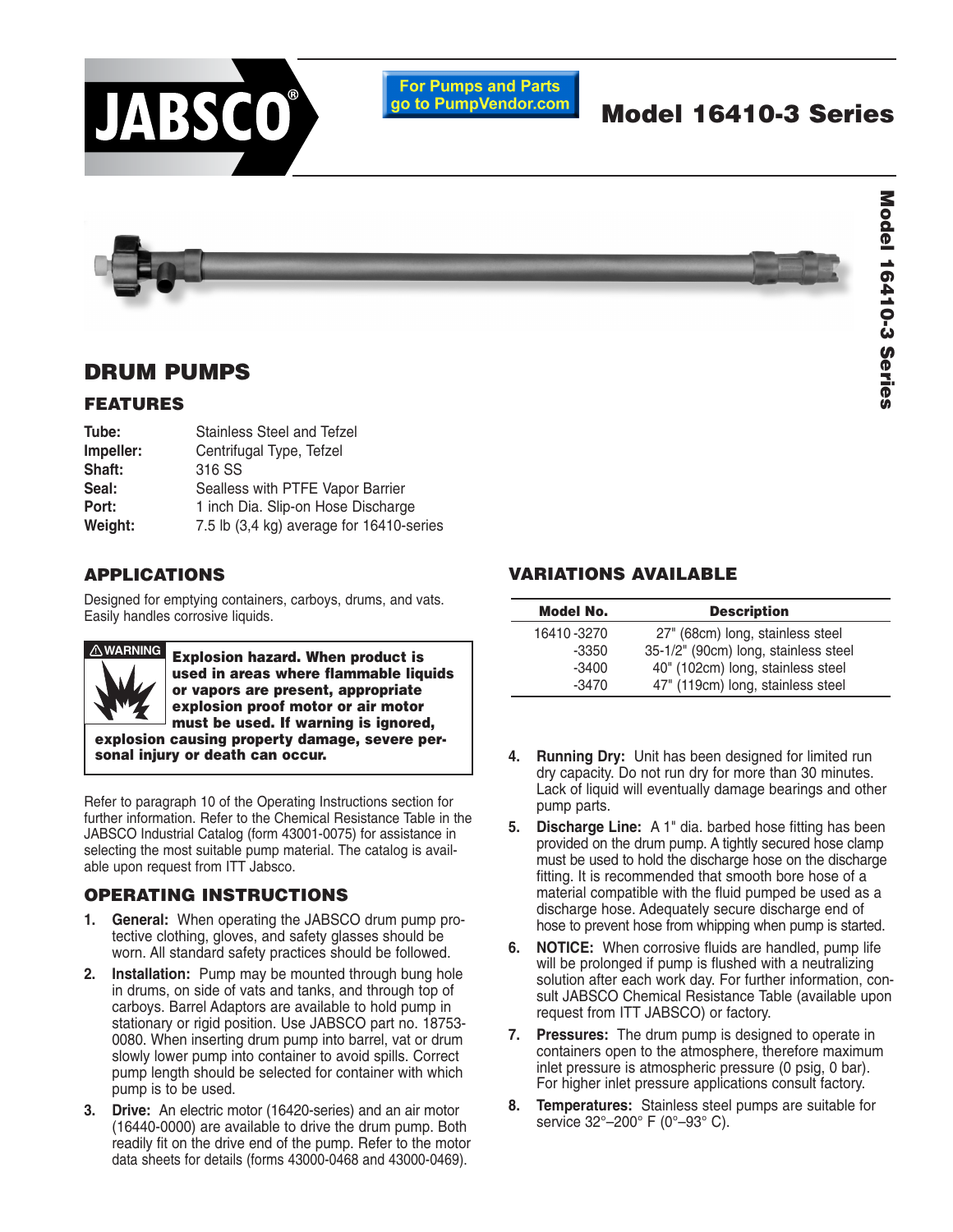# JABSCO®

For Pumps and Parts go to PumpVendor.com

# Model 16410-3 Series

## DRUM PUMPS

### FEATURES

| | |
|---|---|
| **Tube:** | Stainless Steel and Tefzel |
| **Impeller:** | Centrifugal Type, Tefzel |
| **Shaft:** | 316 SS |
| **Seal:** | Sealless with PTFE Vapor Barrier |
| **Port:** | 1 inch Dia. Slip-on Hose Discharge |
| **Weight:** | 7.5 lb (3,4 kg) average for 16410-series |

### APPLICATIONS

Designed for emptying containers, carboys, drums, and vats. Easily handles corrosive liquids.

**⚠WARNING**

**Explosion hazard. When product is used in areas where flammable liquids or vapors are present, appropriate explosion proof motor or air motor must be used. If warning is ignored, explosion causing property damage, severe personal injury or death can occur.**

Refer to paragraph 10 of the Operating Instructions section for further information. Refer to the Chemical Resistance Table in the JABSCO Industrial Catalog (form 43001-0075) for assistance in selecting the most suitable pump material. The catalog is available upon request from ITT Jabsco.

### OPERATING INSTRUCTIONS

1. **General:** When operating the JABSCO drum pump protective clothing, gloves, and safety glasses should be worn. All standard safety practices should be followed.
2. **Installation:** Pump may be mounted through bung hole in drums, on side of vats and tanks, and through top of carboys. Barrel Adaptors are available to hold pump in stationary or rigid position. Use JABSCO part no. 18753-0080. When inserting drum pump into barrel, vat or drum slowly lower pump into container to avoid spills. Correct pump length should be selected for container with which pump is to be used.
3. **Drive:** An electric motor (16420-series) and an air motor (16440-0000) are available to drive the drum pump. Both readily fit on the drive end of the pump. Refer to the motor data sheets for details (forms 43000-0468 and 43000-0469).
4. **Running Dry:** Unit has been designed for limited run dry capacity. Do not run dry for more than 30 minutes. Lack of liquid will eventually damage bearings and other pump parts.
5. **Discharge Line:** A 1" dia. barbed hose fitting has been provided on the drum pump. A tightly secured hose clamp must be used to hold the discharge hose on the discharge fitting. It is recommended that smooth bore hose of a material compatible with the fluid pumped be used as a discharge hose. Adequately secure discharge end of hose to prevent hose from whipping when pump is started.
6. **NOTICE:** When corrosive fluids are handled, pump life will be prolonged if pump is flushed with a neutralizing solution after each work day. For further information, consult JABSCO Chemical Resistance Table (available upon request from ITT JABSCO) or factory.
7. **Pressures:** The drum pump is designed to operate in containers open to the atmosphere, therefore maximum inlet pressure is atmospheric pressure (0 psig, 0 bar). For higher inlet pressure applications consult factory.
8. **Temperatures:** Stainless steel pumps are suitable for service 32°–200° F (0°–93° C).

### VARIATIONS AVAILABLE

| Model No. | Description |
|---|---|
| 16410-3270 | 27" (68cm) long, stainless steel |
| -3350 | 35-1/2" (90cm) long, stainless steel |
| -3400 | 40" (102cm) long, stainless steel |
| -3470 | 47" (119cm) long, stainless steel |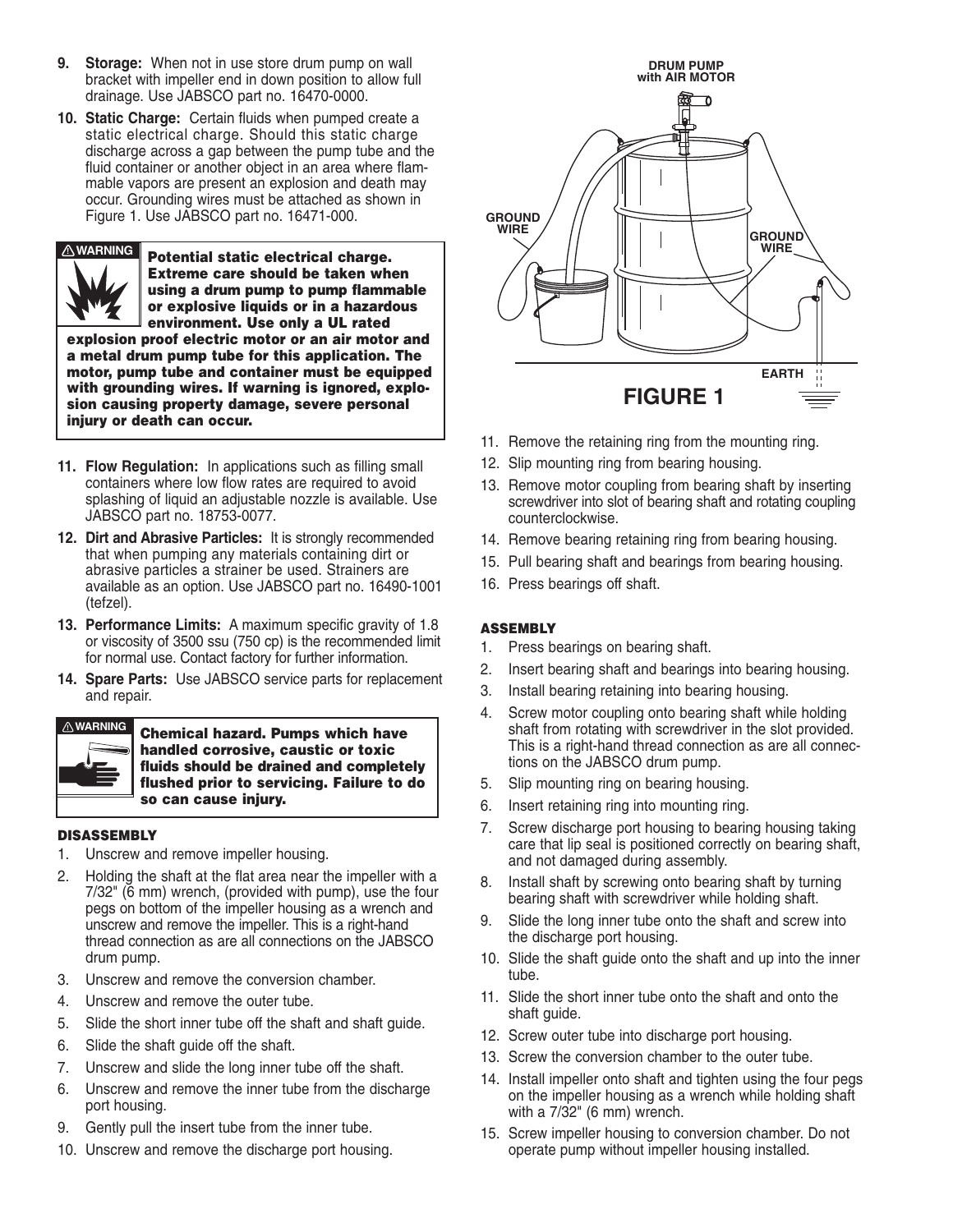9. **Storage:** When not in use store drum pump on wall bracket with impeller end in down position to allow full drainage. Use JABSCO part no. 16470-0000.

10. **Static Charge:** Certain fluids when pumped create a static electrical charge. Should this static charge discharge across a gap between the pump tube and the fluid container or another object in an area where flammable vapors are present an explosion and death may occur. Grounding wires must be attached as shown in Figure 1. Use JABSCO part no. 16471-000.

> **⚠ WARNING**
>
> **Potential static electrical charge. Extreme care should be taken when using a drum pump to pump flammable or explosive liquids or in a hazardous environment. Use only a UL rated explosion proof electric motor or an air motor and a metal drum pump tube for this application. The motor, pump tube and container must be equipped with grounding wires. If warning is ignored, explosion causing property damage, severe personal injury or death can occur.**

11. **Flow Regulation:** In applications such as filling small containers where low flow rates are required to avoid splashing of liquid an adjustable nozzle is available. Use JABSCO part no. 18753-0077.

12. **Dirt and Abrasive Particles:** It is strongly recommended that when pumping any materials containing dirt or abrasive particles a strainer be used. Strainers are available as an option. Use JABSCO part no. 16490-1001 (tefzel).

13. **Performance Limits:** A maximum specific gravity of 1.8 or viscosity of 3500 ssu (750 cp) is the recommended limit for normal use. Contact factory for further information.

14. **Spare Parts:** Use JABSCO service parts for replacement and repair.

> **⚠ WARNING**
>
> **Chemical hazard. Pumps which have handled corrosive, caustic or toxic fluids should be drained and completely flushed prior to servicing. Failure to do so can cause injury.**

### DISASSEMBLY

1. Unscrew and remove impeller housing.
2. Holding the shaft at the flat area near the impeller with a 7/32" (6 mm) wrench, (provided with pump), use the four pegs on bottom of the impeller housing as a wrench and unscrew and remove the impeller. This is a right-hand thread connection as are all connections on the JABSCO drum pump.
3. Unscrew and remove the conversion chamber.
4. Unscrew and remove the outer tube.
5. Slide the short inner tube off the shaft and shaft guide.
6. Slide the shaft guide off the shaft.
7. Unscrew and slide the long inner tube off the shaft.
6. Unscrew and remove the inner tube from the discharge port housing.
9. Gently pull the insert tube from the inner tube.
10. Unscrew and remove the discharge port housing.

DRUM PUMP with AIR MOTOR

GROUND WIRE

GROUND WIRE

EARTH

**FIGURE 1**

11. Remove the retaining ring from the mounting ring.
12. Slip mounting ring from bearing housing.
13. Remove motor coupling from bearing shaft by inserting screwdriver into slot of bearing shaft and rotating coupling counterclockwise.
14. Remove bearing retaining ring from bearing housing.
15. Pull bearing shaft and bearings from bearing housing.
16. Press bearings off shaft.

### ASSEMBLY

1. Press bearings on bearing shaft.
2. Insert bearing shaft and bearings into bearing housing.
3. Install bearing retaining into bearing housing.
4. Screw motor coupling onto bearing shaft while holding shaft from rotating with screwdriver in the slot provided. This is a right-hand thread connection as are all connections on the JABSCO drum pump.
5. Slip mounting ring on bearing housing.
6. Insert retaining ring into mounting ring.
7. Screw discharge port housing to bearing housing taking care that lip seal is positioned correctly on bearing shaft, and not damaged during assembly.
8. Install shaft by screwing onto bearing shaft by turning bearing shaft with screwdriver while holding shaft.
9. Slide the long inner tube onto the shaft and screw into the discharge port housing.
10. Slide the shaft guide onto the shaft and up into the inner tube.
11. Slide the short inner tube onto the shaft and onto the shaft guide.
12. Screw outer tube into discharge port housing.
13. Screw the conversion chamber to the outer tube.
14. Install impeller onto shaft and tighten using the four pegs on the impeller housing as a wrench while holding shaft with a 7/32" (6 mm) wrench.
15. Screw impeller housing to conversion chamber. Do not operate pump without impeller housing installed.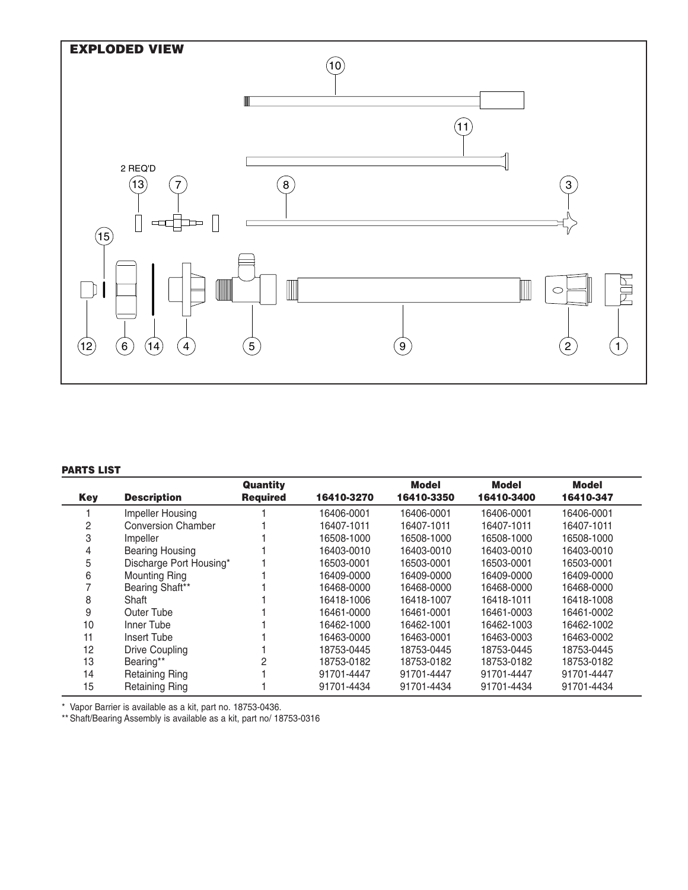## EXPLODED VIEW

2 REQ'D

10, 11, 13, 7, 8, 3, 15, 12, 6, 14, 4, 5, 9, 2, 1

## PARTS LIST

| Key | Description | Quantity Required | 16410-3270 | Model 16410-3350 | Model 16410-3400 | Model 16410-347 |
|---|---|---|---|---|---|---|
| 1 | Impeller Housing | 1 | 16406-0001 | 16406-0001 | 16406-0001 | 16406-0001 |
| 2 | Conversion Chamber | 1 | 16407-1011 | 16407-1011 | 16407-1011 | 16407-1011 |
| 3 | Impeller | 1 | 16508-1000 | 16508-1000 | 16508-1000 | 16508-1000 |
| 4 | Bearing Housing | 1 | 16403-0010 | 16403-0010 | 16403-0010 | 16403-0010 |
| 5 | Discharge Port Housing* | 1 | 16503-0001 | 16503-0001 | 16503-0001 | 16503-0001 |
| 6 | Mounting Ring | 1 | 16409-0000 | 16409-0000 | 16409-0000 | 16409-0000 |
| 7 | Bearing Shaft** | 1 | 16468-0000 | 16468-0000 | 16468-0000 | 16468-0000 |
| 8 | Shaft | 1 | 16418-1006 | 16418-1007 | 16418-1011 | 16418-1008 |
| 9 | Outer Tube | 1 | 16461-0000 | 16461-0001 | 16461-0003 | 16461-0002 |
| 10 | Inner Tube | 1 | 16462-1000 | 16462-1001 | 16462-1003 | 16462-1002 |
| 11 | Insert Tube | 1 | 16463-0000 | 16463-0001 | 16463-0003 | 16463-0002 |
| 12 | Drive Coupling | 1 | 18753-0445 | 18753-0445 | 18753-0445 | 18753-0445 |
| 13 | Bearing** | 2 | 18753-0182 | 18753-0182 | 18753-0182 | 18753-0182 |
| 14 | Retaining Ring | 1 | 91701-4447 | 91701-4447 | 91701-4447 | 91701-4447 |
| 15 | Retaining Ring | 1 | 91701-4434 | 91701-4434 | 91701-4434 | 91701-4434 |

* Vapor Barrier is available as a kit, part no. 18753-0436.

** Shaft/Bearing Assembly is available as a kit, part no/ 18753-0316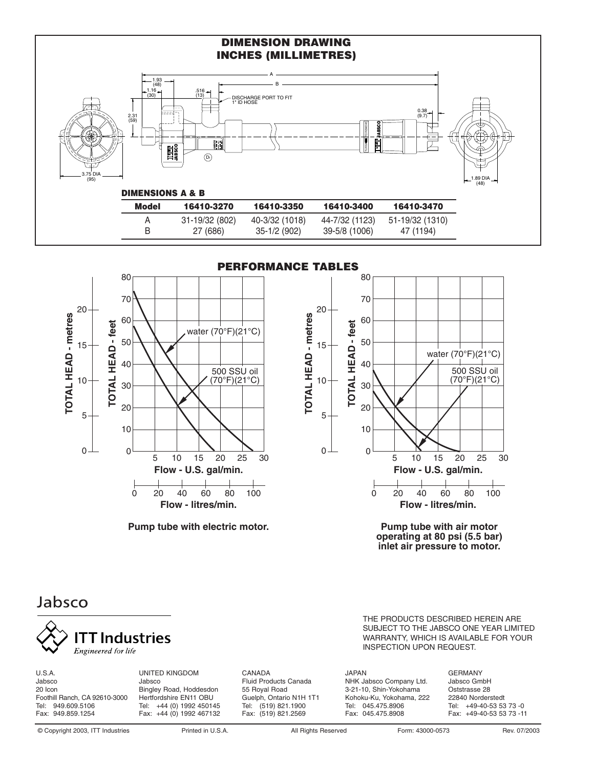## DIMENSION DRAWING
## INCHES (MILLIMETRES)

A
B
1.93 (48)
1.16 (30)
.516 (13)
DISCHARGE PORT TO FIT 1" ID HOSE
2.31 (59)
0.38 (9.7)
3.75 DIA (95)
1.89 DIA (48)

### DIMENSIONS A & B

| Model | 16410-3270 | 16410-3350 | 16410-3400 | 16410-3470 |
|---|---|---|---|---|
| A | 31-19/32 (802) | 40-3/32 (1018) | 44-7/32 (1123) | 51-19/32 (1310) |
| B | 27 (686) | 35-1/2 (902) | 39-5/8 (1006) | 47 (1194) |

## PERFORMANCE TABLES

TOTAL HEAD - metres
TOTAL HEAD - feet
water (70°F)(21°C)
500 SSU oil (70°F)(21°C)
Flow - U.S. gal/min.
Flow - litres/min.

**Pump tube with electric motor.**

TOTAL HEAD - metres
TOTAL HEAD - feet
water (70°F)(21°C)
500 SSU oil (70°F)(21°C)
Flow - U.S. gal/min.
Flow - litres/min.

**Pump tube with air motor operating at 80 psi (5.5 bar) inlet air pressure to motor.**

Jabsco

ITT Industries
*Engineered for life*

THE PRODUCTS DESCRIBED HEREIN ARE SUBJECT TO THE JABSCO ONE YEAR LIMITED WARRANTY, WHICH IS AVAILABLE FOR YOUR INSPECTION UPON REQUEST.

U.S.A.
Jabsco
20 Icon
Foothill Ranch, CA 92610-3000
Tel: 949.609.5106
Fax: 949.859.1254

UNITED KINGDOM
Jabsco
Bingley Road, Hoddesdon
Hertfordshire EN11 OBU
Tel: +44 (0) 1992 450145
Fax: +44 (0) 1992 467132

CANADA
Fluid Products Canada
55 Royal Road
Guelph, Ontario N1H 1T1
Tel: (519) 821.1900
Fax: (519) 821.2569

JAPAN
NHK Jabsco Company Ltd.
3-21-10, Shin-Yokohama
Kohoku-Ku, Yokohama, 222
Tel: 045.475.8906
Fax: 045.475.8908

GERMANY
Jabsco GmbH
Oststrasse 28
22840 Norderstedt
Tel: +49-40-53 53 73 -0
Fax: +49-40-53 53 73 -11

© Copyright 2003, ITT Industries    Printed in U.S.A.    All Rights Reserved    Form: 43000-0573    Rev. 07/2003